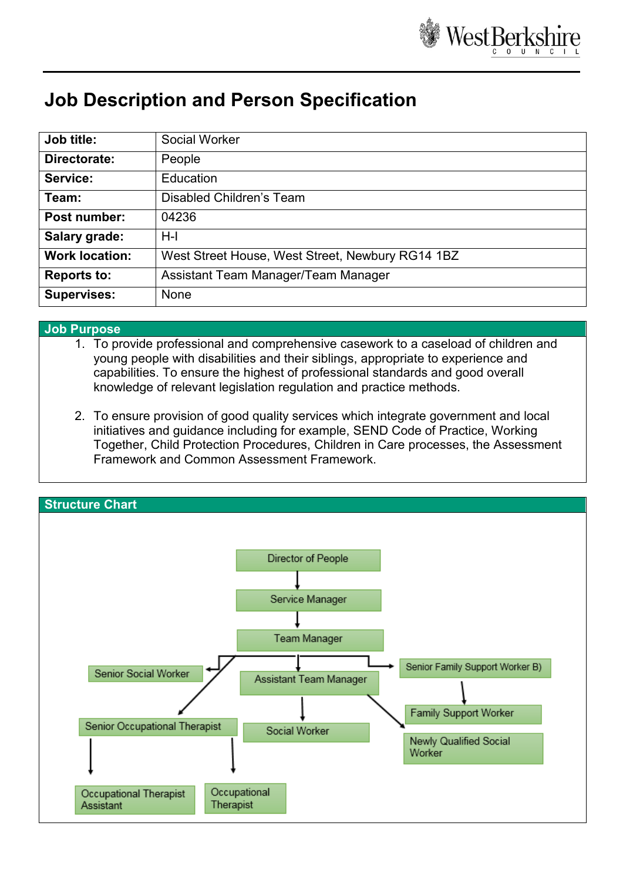# Job Description and Person Specification

| Job title: | Social Worker |
|---|---|
| Directorate: | People |
| Service: | Education |
| Team: | Disabled Children's Team |
| Post number: | 04236 |
| Salary grade: | H-I |
| Work location: | West Street House, West Street, Newbury RG14 1BZ |
| Reports to: | Assistant Team Manager/Team Manager |
| Supervises: | None |

## Job Purpose

1. To provide professional and comprehensive casework to a caseload of children and young people with disabilities and their siblings, appropriate to experience and capabilities. To ensure the highest of professional standards and good overall knowledge of relevant legislation regulation and practice methods.

2. To ensure provision of good quality services which integrate government and local initiatives and guidance including for example, SEND Code of Practice, Working Together, Child Protection Procedures, Children in Care processes, the Assessment Framework and Common Assessment Framework.

## Structure Chart

- Director of People
  - Service Manager
    - Team Manager
      - Senior Social Worker
      - Senior Occupational Therapist
        - Occupational Therapist Assistant
        - Occupational Therapist
      - Assistant Team Manager
        - Social Worker
        - Newly Qualified Social Worker
      - Senior Family Support Worker B)
        - Family Support Worker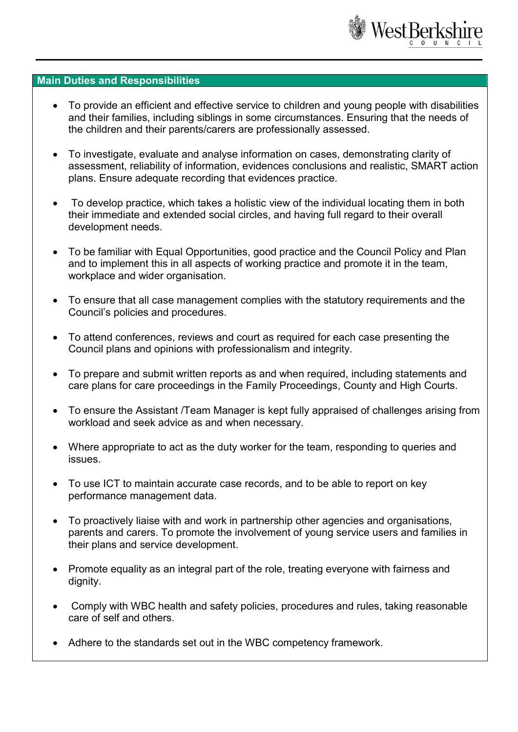## Main Duties and Responsibilities

- To provide an efficient and effective service to children and young people with disabilities and their families, including siblings in some circumstances. Ensuring that the needs of the children and their parents/carers are professionally assessed.

- To investigate, evaluate and analyse information on cases, demonstrating clarity of assessment, reliability of information, evidences conclusions and realistic, SMART action plans. Ensure adequate recording that evidences practice.

- To develop practice, which takes a holistic view of the individual locating them in both their immediate and extended social circles, and having full regard to their overall development needs.

- To be familiar with Equal Opportunities, good practice and the Council Policy and Plan and to implement this in all aspects of working practice and promote it in the team, workplace and wider organisation.

- To ensure that all case management complies with the statutory requirements and the Council's policies and procedures.

- To attend conferences, reviews and court as required for each case presenting the Council plans and opinions with professionalism and integrity.

- To prepare and submit written reports as and when required, including statements and care plans for care proceedings in the Family Proceedings, County and High Courts.

- To ensure the Assistant /Team Manager is kept fully appraised of challenges arising from workload and seek advice as and when necessary.

- Where appropriate to act as the duty worker for the team, responding to queries and issues.

- To use ICT to maintain accurate case records, and to be able to report on key performance management data.

- To proactively liaise with and work in partnership other agencies and organisations, parents and carers. To promote the involvement of young service users and families in their plans and service development.

- Promote equality as an integral part of the role, treating everyone with fairness and dignity.

- Comply with WBC health and safety policies, procedures and rules, taking reasonable care of self and others.

- Adhere to the standards set out in the WBC competency framework.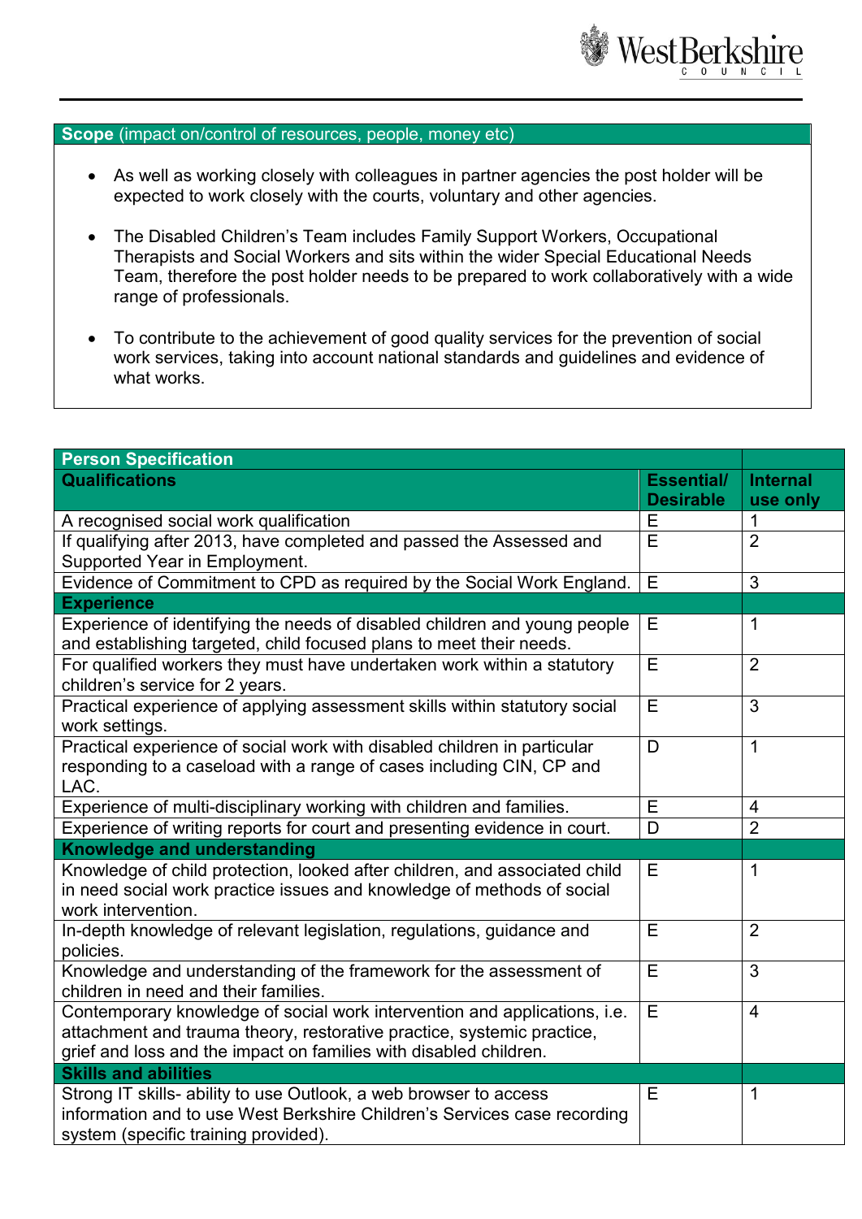**Scope** (impact on/control of resources, people, money etc)

- As well as working closely with colleagues in partner agencies the post holder will be expected to work closely with the courts, voluntary and other agencies.
- The Disabled Children's Team includes Family Support Workers, Occupational Therapists and Social Workers and sits within the wider Special Educational Needs Team, therefore the post holder needs to be prepared to work collaboratively with a wide range of professionals.
- To contribute to the achievement of good quality services for the prevention of social work services, taking into account national standards and guidelines and evidence of what works.

| **Person Specification** | | |
|---|---|---|
| **Qualifications** | **Essential/ Desirable** | **Internal use only** |
| A recognised social work qualification | E | 1 |
| If qualifying after 2013, have completed and passed the Assessed and Supported Year in Employment. | E | 2 |
| Evidence of Commitment to CPD as required by the Social Work England. | E | 3 |
| **Experience** | | |
| Experience of identifying the needs of disabled children and young people and establishing targeted, child focused plans to meet their needs. | E | 1 |
| For qualified workers they must have undertaken work within a statutory children's service for 2 years. | E | 2 |
| Practical experience of applying assessment skills within statutory social work settings. | E | 3 |
| Practical experience of social work with disabled children in particular responding to a caseload with a range of cases including CIN, CP and LAC. | D | 1 |
| Experience of multi-disciplinary working with children and families. | E | 4 |
| Experience of writing reports for court and presenting evidence in court. | D | 2 |
| **Knowledge and understanding** | | |
| Knowledge of child protection, looked after children, and associated child in need social work practice issues and knowledge of methods of social work intervention. | E | 1 |
| In-depth knowledge of relevant legislation, regulations, guidance and policies. | E | 2 |
| Knowledge and understanding of the framework for the assessment of children in need and their families. | E | 3 |
| Contemporary knowledge of social work intervention and applications, i.e. attachment and trauma theory, restorative practice, systemic practice, grief and loss and the impact on families with disabled children. | E | 4 |
| **Skills and abilities** | | |
| Strong IT skills- ability to use Outlook, a web browser to access information and to use West Berkshire Children's Services case recording system (specific training provided). | E | 1 |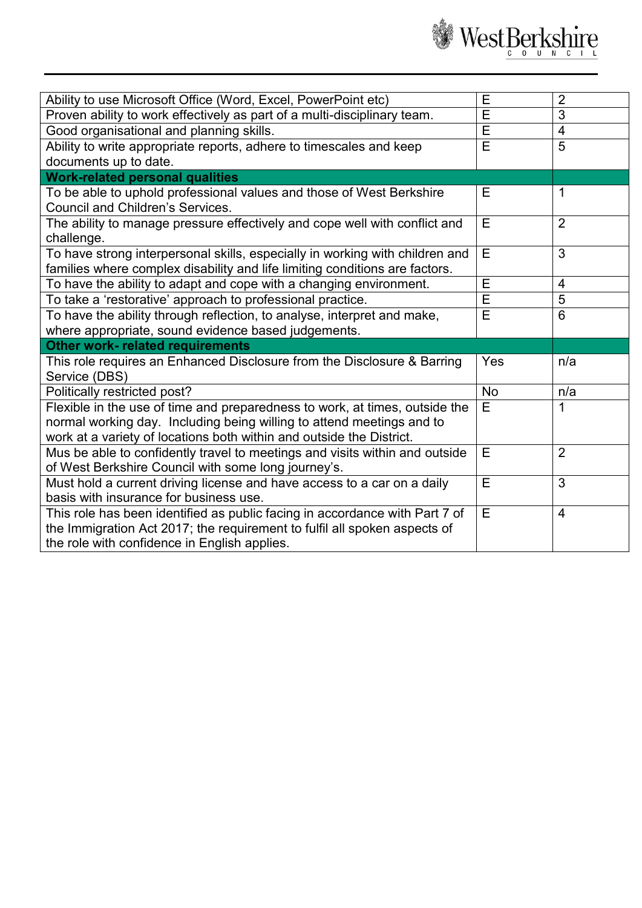| | | |
|---|---|---|
| Ability to use Microsoft Office (Word, Excel, PowerPoint etc) | E | 2 |
| Proven ability to work effectively as part of a multi-disciplinary team. | E | 3 |
| Good organisational and planning skills. | E | 4 |
| Ability to write appropriate reports, adhere to timescales and keep documents up to date. | E | 5 |
| **Work-related personal qualities** | | |
| To be able to uphold professional values and those of West Berkshire Council and Children's Services. | E | 1 |
| The ability to manage pressure effectively and cope well with conflict and challenge. | E | 2 |
| To have strong interpersonal skills, especially in working with children and families where complex disability and life limiting conditions are factors. | E | 3 |
| To have the ability to adapt and cope with a changing environment. | E | 4 |
| To take a 'restorative' approach to professional practice. | E | 5 |
| To have the ability through reflection, to analyse, interpret and make, where appropriate, sound evidence based judgements. | E | 6 |
| **Other work- related requirements** | | |
| This role requires an Enhanced Disclosure from the Disclosure & Barring Service (DBS) | Yes | n/a |
| Politically restricted post? | No | n/a |
| Flexible in the use of time and preparedness to work, at times, outside the normal working day. Including being willing to attend meetings and to work at a variety of locations both within and outside the District. | E | 1 |
| Mus be able to confidently travel to meetings and visits within and outside of West Berkshire Council with some long journey's. | E | 2 |
| Must hold a current driving license and have access to a car on a daily basis with insurance for business use. | E | 3 |
| This role has been identified as public facing in accordance with Part 7 of the Immigration Act 2017; the requirement to fulfil all spoken aspects of the role with confidence in English applies. | E | 4 |